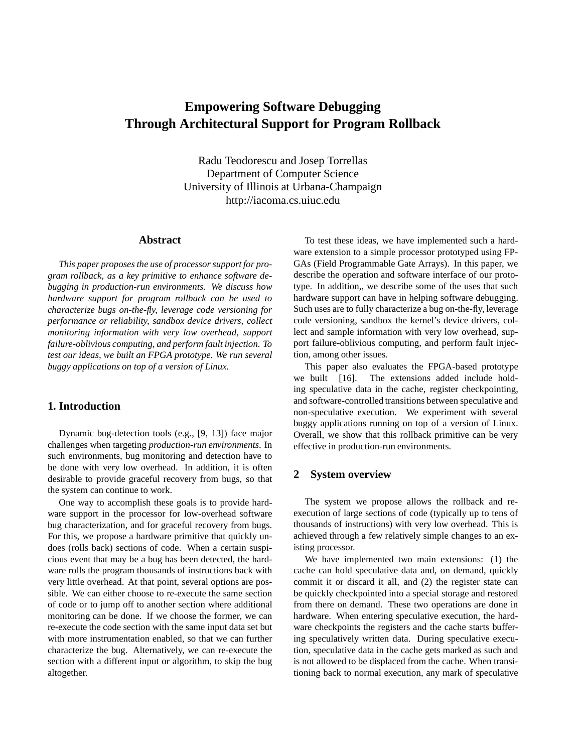# Empowering Software Debugging Through Architectural Support for Program Rollback

Radu Teodorescu and Josep Torrellas
Department of Computer Science
University of Illinois at Urbana-Champaign
http://iacoma.cs.uiuc.edu

## Abstract

*This paper proposes the use of processor support for program rollback, as a key primitive to enhance software debugging in production-run environments. We discuss how hardware support for program rollback can be used to characterize bugs on-the-fly, leverage code versioning for performance or reliability, sandbox device drivers, collect monitoring information with very low overhead, support failure-oblivious computing, and perform fault injection. To test our ideas, we built an FPGA prototype. We run several buggy applications on top of a version of Linux.*

## 1. Introduction

Dynamic bug-detection tools (e.g., [9, 13]) face major challenges when targeting *production-run environments*. In such environments, bug monitoring and detection have to be done with very low overhead. In addition, it is often desirable to provide graceful recovery from bugs, so that the system can continue to work.

One way to accomplish these goals is to provide hardware support in the processor for low-overhead software bug characterization, and for graceful recovery from bugs. For this, we propose a hardware primitive that quickly undoes (rolls back) sections of code. When a certain suspicious event that may be a bug has been detected, the hardware rolls the program thousands of instructions back with very little overhead. At that point, several options are possible. We can either choose to re-execute the same section of code or to jump off to another section where additional monitoring can be done. If we choose the former, we can re-execute the code section with the same input data set but with more instrumentation enabled, so that we can further characterize the bug. Alternatively, we can re-execute the section with a different input or algorithm, to skip the bug altogether.

To test these ideas, we have implemented such a hardware extension to a simple processor prototyped using FPGAs (Field Programmable Gate Arrays). In this paper, we describe the operation and software interface of our prototype. In addition,, we describe some of the uses that such hardware support can have in helping software debugging. Such uses are to fully characterize a bug on-the-fly, leverage code versioning, sandbox the kernel's device drivers, collect and sample information with very low overhead, support failure-oblivious computing, and perform fault injection, among other issues.

This paper also evaluates the FPGA-based prototype we built [16]. The extensions added include holding speculative data in the cache, register checkpointing, and software-controlled transitions between speculative and non-speculative execution. We experiment with several buggy applications running on top of a version of Linux. Overall, we show that this rollback primitive can be very effective in production-run environments.

## 2 System overview

The system we propose allows the rollback and re-execution of large sections of code (typically up to tens of thousands of instructions) with very low overhead. This is achieved through a few relatively simple changes to an existing processor.

We have implemented two main extensions: (1) the cache can hold speculative data and, on demand, quickly commit it or discard it all, and (2) the register state can be quickly checkpointed into a special storage and restored from there on demand. These two operations are done in hardware. When entering speculative execution, the hardware checkpoints the registers and the cache starts buffering speculatively written data. During speculative execution, speculative data in the cache gets marked as such and is not allowed to be displaced from the cache. When transitioning back to normal execution, any mark of speculative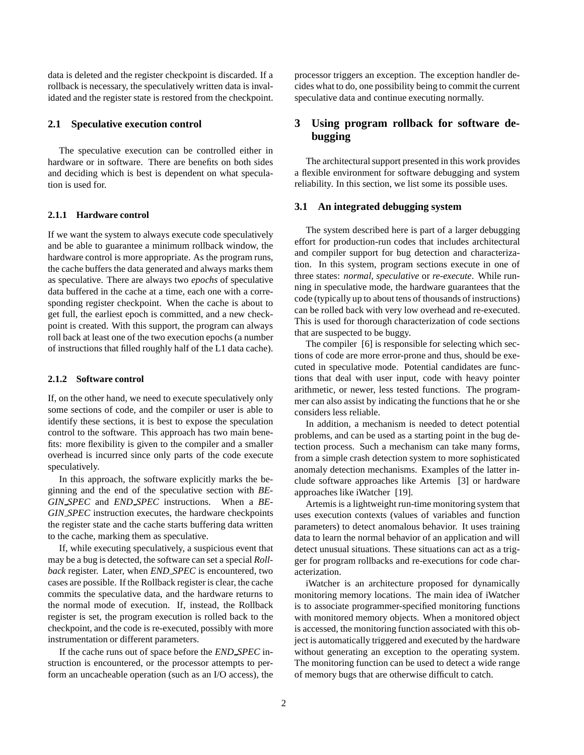data is deleted and the register checkpoint is discarded. If a rollback is necessary, the speculatively written data is invalidated and the register state is restored from the checkpoint.

## 2.1 Speculative execution control

The speculative execution can be controlled either in hardware or in software. There are benefits on both sides and deciding which is best is dependent on what speculation is used for.

### 2.1.1 Hardware control

If we want the system to always execute code speculatively and be able to guarantee a minimum rollback window, the hardware control is more appropriate. As the program runs, the cache buffers the data generated and always marks them as speculative. There are always two *epochs* of speculative data buffered in the cache at a time, each one with a corresponding register checkpoint. When the cache is about to get full, the earliest epoch is committed, and a new checkpoint is created. With this support, the program can always roll back at least one of the two execution epochs (a number of instructions that filled roughly half of the L1 data cache).

### 2.1.2 Software control

If, on the other hand, we need to execute speculatively only some sections of code, and the compiler or user is able to identify these sections, it is best to expose the speculation control to the software. This approach has two main benefits: more flexibility is given to the compiler and a smaller overhead is incurred since only parts of the code execute speculatively.

In this approach, the software explicitly marks the beginning and the end of the speculative section with *BEGIN_SPEC* and *END_SPEC* instructions. When a *BEGIN_SPEC* instruction executes, the hardware checkpoints the register state and the cache starts buffering data written to the cache, marking them as speculative.

If, while executing speculatively, a suspicious event that may be a bug is detected, the software can set a special *Rollback* register. Later, when *END_SPEC* is encountered, two cases are possible. If the Rollback register is clear, the cache commits the speculative data, and the hardware returns to the normal mode of execution. If, instead, the Rollback register is set, the program execution is rolled back to the checkpoint, and the code is re-executed, possibly with more instrumentation or different parameters.

If the cache runs out of space before the *END_SPEC* instruction is encountered, or the processor attempts to perform an uncacheable operation (such as an I/O access), the processor triggers an exception. The exception handler decides what to do, one possibility being to commit the current speculative data and continue executing normally.

# 3 Using program rollback for software debugging

The architectural support presented in this work provides a flexible environment for software debugging and system reliability. In this section, we list some its possible uses.

## 3.1 An integrated debugging system

The system described here is part of a larger debugging effort for production-run codes that includes architectural and compiler support for bug detection and characterization. In this system, program sections execute in one of three states: *normal*, *speculative* or *re-execute*. While running in speculative mode, the hardware guarantees that the code (typically up to about tens of thousands of instructions) can be rolled back with very low overhead and re-executed. This is used for thorough characterization of code sections that are suspected to be buggy.

The compiler [6] is responsible for selecting which sections of code are more error-prone and thus, should be executed in speculative mode. Potential candidates are functions that deal with user input, code with heavy pointer arithmetic, or newer, less tested functions. The programmer can also assist by indicating the functions that he or she considers less reliable.

In addition, a mechanism is needed to detect potential problems, and can be used as a starting point in the bug detection process. Such a mechanism can take many forms, from a simple crash detection system to more sophisticated anomaly detection mechanisms. Examples of the latter include software approaches like Artemis [3] or hardware approaches like iWatcher [19].

Artemis is a lightweight run-time monitoring system that uses execution contexts (values of variables and function parameters) to detect anomalous behavior. It uses training data to learn the normal behavior of an application and will detect unusual situations. These situations can act as a trigger for program rollbacks and re-executions for code characterization.

iWatcher is an architecture proposed for dynamically monitoring memory locations. The main idea of iWatcher is to associate programmer-specified monitoring functions with monitored memory objects. When a monitored object is accessed, the monitoring function associated with this object is automatically triggered and executed by the hardware without generating an exception to the operating system. The monitoring function can be used to detect a wide range of memory bugs that are otherwise difficult to catch.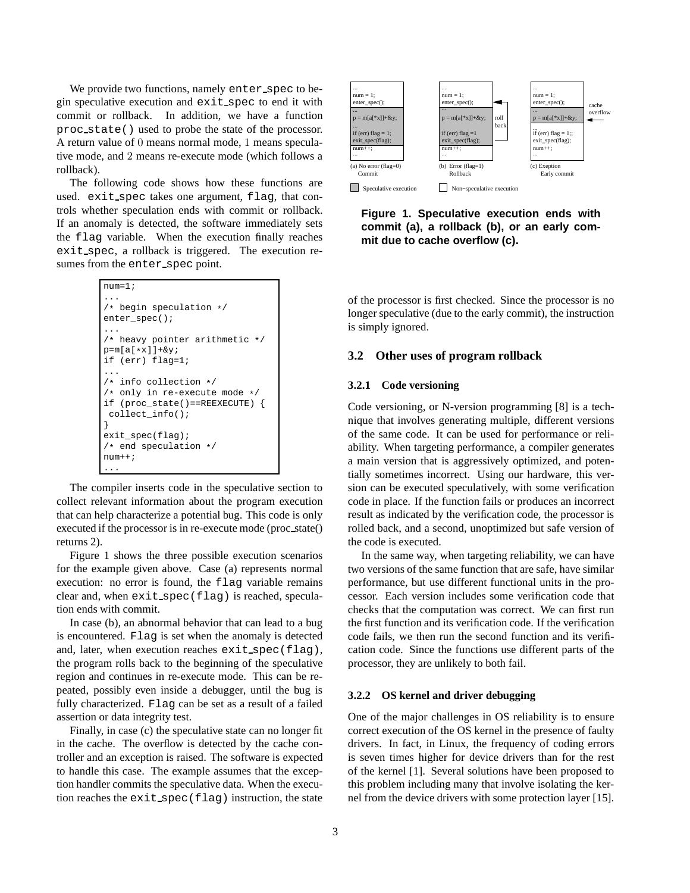We provide two functions, namely enter_spec to begin speculative execution and exit_spec to end it with commit or rollback. In addition, we have a function proc_state() used to probe the state of the processor. A return value of 0 means normal mode, 1 means speculative mode, and 2 means re-execute mode (which follows a rollback).

The following code shows how these functions are used. exit_spec takes one argument, flag, that controls whether speculation ends with commit or rollback. If an anomaly is detected, the software immediately sets the flag variable. When the execution finally reaches exit_spec, a rollback is triggered. The execution resumes from the enter_spec point.

```
num=1;
...
/* begin speculation */
enter_spec();
...
/* heavy pointer arithmetic */
p=m[a[*x]]+&y;
if (err) flag=1;
...
/* info collection */
/* only in re-execute mode */
if (proc_state()==REEXECUTE) {
 collect_info();
}
exit_spec(flag);
/* end speculation */
num++;
...
```

The compiler inserts code in the speculative section to collect relevant information about the program execution that can help characterize a potential bug. This code is only executed if the processor is in re-execute mode (proc_state() returns 2).

Figure 1 shows the three possible execution scenarios for the example given above. Case (a) represents normal execution: no error is found, the flag variable remains clear and, when exit_spec(flag) is reached, speculation ends with commit.

In case (b), an abnormal behavior that can lead to a bug is encountered. Flag is set when the anomaly is detected and, later, when execution reaches exit_spec(flag), the program rolls back to the beginning of the speculative region and continues in re-execute mode. This can be repeated, possibly even inside a debugger, until the bug is fully characterized. Flag can be set as a result of a failed assertion or data integrity test.

Finally, in case (c) the speculative state can no longer fit in the cache. The overflow is detected by the cache controller and an exception is raised. The software is expected to handle this case. The example assumes that the exception handler commits the speculative data. When the execution reaches the exit_spec(flag) instruction, the state of the processor is first checked. Since the processor is no longer speculative (due to the early commit), the instruction is simply ignored.

**Figure 1. Speculative execution ends with commit (a), a rollback (b), or an early commit due to cache overflow (c).**

## 3.2 Other uses of program rollback

### 3.2.1 Code versioning

Code versioning, or N-version programming [8] is a technique that involves generating multiple, different versions of the same code. It can be used for performance or reliability. When targeting performance, a compiler generates a main version that is aggressively optimized, and potentially sometimes incorrect. Using our hardware, this version can be executed speculatively, with some verification code in place. If the function fails or produces an incorrect result as indicated by the verification code, the processor is rolled back, and a second, unoptimized but safe version of the code is executed.

In the same way, when targeting reliability, we can have two versions of the same function that are safe, have similar performance, but use different functional units in the processor. Each version includes some verification code that checks that the computation was correct. We can first run the first function and its verification code. If the verification code fails, we then run the second function and its verification code. Since the functions use different parts of the processor, they are unlikely to both fail.

### 3.2.2 OS kernel and driver debugging

One of the major challenges in OS reliability is to ensure correct execution of the OS kernel in the presence of faulty drivers. In fact, in Linux, the frequency of coding errors is seven times higher for device drivers than for the rest of the kernel [1]. Several solutions have been proposed to this problem including many that involve isolating the kernel from the device drivers with some protection layer [15].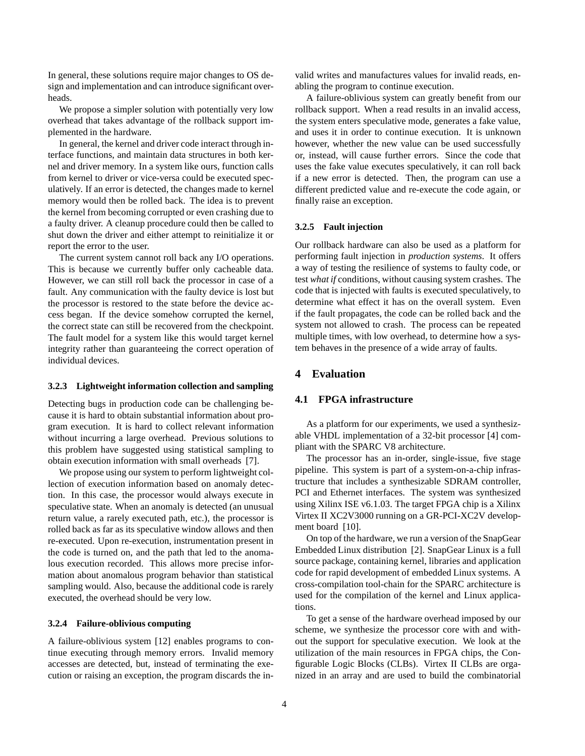In general, these solutions require major changes to OS design and implementation and can introduce significant overheads.

We propose a simpler solution with potentially very low overhead that takes advantage of the rollback support implemented in the hardware.

In general, the kernel and driver code interact through interface functions, and maintain data structures in both kernel and driver memory. In a system like ours, function calls from kernel to driver or vice-versa could be executed speculatively. If an error is detected, the changes made to kernel memory would then be rolled back. The idea is to prevent the kernel from becoming corrupted or even crashing due to a faulty driver. A cleanup procedure could then be called to shut down the driver and either attempt to reinitialize it or report the error to the user.

The current system cannot roll back any I/O operations. This is because we currently buffer only cacheable data. However, we can still roll back the processor in case of a fault. Any communication with the faulty device is lost but the processor is restored to the state before the device access began. If the device somehow corrupted the kernel, the correct state can still be recovered from the checkpoint. The fault model for a system like this would target kernel integrity rather than guaranteeing the correct operation of individual devices.

#### 3.2.3 Lightweight information collection and sampling

Detecting bugs in production code can be challenging because it is hard to obtain substantial information about program execution. It is hard to collect relevant information without incurring a large overhead. Previous solutions to this problem have suggested using statistical sampling to obtain execution information with small overheads [7].

We propose using our system to perform lightweight collection of execution information based on anomaly detection. In this case, the processor would always execute in speculative state. When an anomaly is detected (an unusual return value, a rarely executed path, etc.), the processor is rolled back as far as its speculative window allows and then re-executed. Upon re-execution, instrumentation present in the code is turned on, and the path that led to the anomalous execution recorded. This allows more precise information about anomalous program behavior than statistical sampling would. Also, because the additional code is rarely executed, the overhead should be very low.

#### 3.2.4 Failure-oblivious computing

A failure-oblivious system [12] enables programs to continue executing through memory errors. Invalid memory accesses are detected, but, instead of terminating the execution or raising an exception, the program discards the invalid writes and manufactures values for invalid reads, enabling the program to continue execution.

A failure-oblivious system can greatly benefit from our rollback support. When a read results in an invalid access, the system enters speculative mode, generates a fake value, and uses it in order to continue execution. It is unknown however, whether the new value can be used successfully or, instead, will cause further errors. Since the code that uses the fake value executes speculatively, it can roll back if a new error is detected. Then, the program can use a different predicted value and re-execute the code again, or finally raise an exception.

#### 3.2.5 Fault injection

Our rollback hardware can also be used as a platform for performing fault injection in *production systems*. It offers a way of testing the resilience of systems to faulty code, or test *what if* conditions, without causing system crashes. The code that is injected with faults is executed speculatively, to determine what effect it has on the overall system. Even if the fault propagates, the code can be rolled back and the system not allowed to crash. The process can be repeated multiple times, with low overhead, to determine how a system behaves in the presence of a wide array of faults.

# 4 Evaluation

## 4.1 FPGA infrastructure

As a platform for our experiments, we used a synthesizable VHDL implementation of a 32-bit processor [4] compliant with the SPARC V8 architecture.

The processor has an in-order, single-issue, five stage pipeline. This system is part of a system-on-a-chip infrastructure that includes a synthesizable SDRAM controller, PCI and Ethernet interfaces. The system was synthesized using Xilinx ISE v6.1.03. The target FPGA chip is a Xilinx Virtex II XC2V3000 running on a GR-PCI-XC2V development board [10].

On top of the hardware, we run a version of the SnapGear Embedded Linux distribution [2]. SnapGear Linux is a full source package, containing kernel, libraries and application code for rapid development of embedded Linux systems. A cross-compilation tool-chain for the SPARC architecture is used for the compilation of the kernel and Linux applications.

To get a sense of the hardware overhead imposed by our scheme, we synthesize the processor core with and without the support for speculative execution. We look at the utilization of the main resources in FPGA chips, the Configurable Logic Blocks (CLBs). Virtex II CLBs are organized in an array and are used to build the combinatorial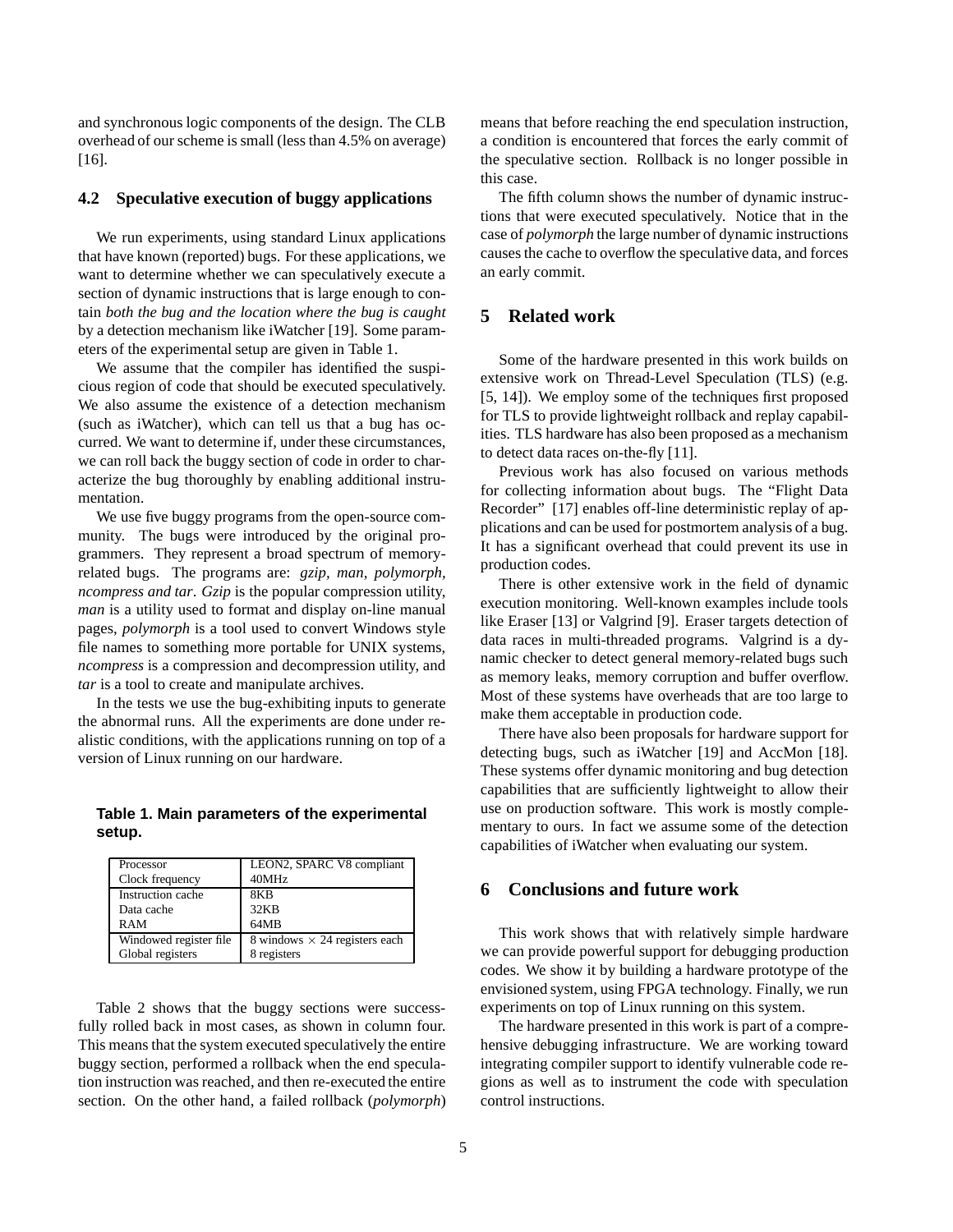and synchronous logic components of the design. The CLB overhead of our scheme is small (less than 4.5% on average) [16].

### 4.2 Speculative execution of buggy applications

We run experiments, using standard Linux applications that have known (reported) bugs. For these applications, we want to determine whether we can speculatively execute a section of dynamic instructions that is large enough to contain *both the bug and the location where the bug is caught* by a detection mechanism like iWatcher [19]. Some parameters of the experimental setup are given in Table 1.

We assume that the compiler has identified the suspicious region of code that should be executed speculatively. We also assume the existence of a detection mechanism (such as iWatcher), which can tell us that a bug has occurred. We want to determine if, under these circumstances, we can roll back the buggy section of code in order to characterize the bug thoroughly by enabling additional instrumentation.

We use five buggy programs from the open-source community. The bugs were introduced by the original programmers. They represent a broad spectrum of memory-related bugs. The programs are: *gzip, man, polymorph, ncompress and tar*. *Gzip* is the popular compression utility, *man* is a utility used to format and display on-line manual pages, *polymorph* is a tool used to convert Windows style file names to something more portable for UNIX systems, *ncompress* is a compression and decompression utility, and *tar* is a tool to create and manipulate archives.

In the tests we use the bug-exhibiting inputs to generate the abnormal runs. All the experiments are done under realistic conditions, with the applications running on top of a version of Linux running on our hardware.

**Table 1. Main parameters of the experimental setup.**

| Parameter | Value |
|---|---|
| Processor | LEON2, SPARC V8 compliant |
| Clock frequency | 40MHz |
| Instruction cache | 8KB |
| Data cache | 32KB |
| RAM | 64MB |
| Windowed register file | 8 windows $\times$ 24 registers each |
| Global registers | 8 registers |

Table 2 shows that the buggy sections were successfully rolled back in most cases, as shown in column four. This means that the system executed speculatively the entire buggy section, performed a rollback when the end speculation instruction was reached, and then re-executed the entire section. On the other hand, a failed rollback (*polymorph*) means that before reaching the end speculation instruction, a condition is encountered that forces the early commit of the speculative section. Rollback is no longer possible in this case.

The fifth column shows the number of dynamic instructions that were executed speculatively. Notice that in the case of *polymorph* the large number of dynamic instructions causes the cache to overflow the speculative data, and forces an early commit.

## 5 Related work

Some of the hardware presented in this work builds on extensive work on Thread-Level Speculation (TLS) (e.g. [5, 14]). We employ some of the techniques first proposed for TLS to provide lightweight rollback and replay capabilities. TLS hardware has also been proposed as a mechanism to detect data races on-the-fly [11].

Previous work has also focused on various methods for collecting information about bugs. The "Flight Data Recorder" [17] enables off-line deterministic replay of applications and can be used for postmortem analysis of a bug. It has a significant overhead that could prevent its use in production codes.

There is other extensive work in the field of dynamic execution monitoring. Well-known examples include tools like Eraser [13] or Valgrind [9]. Eraser targets detection of data races in multi-threaded programs. Valgrind is a dynamic checker to detect general memory-related bugs such as memory leaks, memory corruption and buffer overflow. Most of these systems have overheads that are too large to make them acceptable in production code.

There have also been proposals for hardware support for detecting bugs, such as iWatcher [19] and AccMon [18]. These systems offer dynamic monitoring and bug detection capabilities that are sufficiently lightweight to allow their use on production software. This work is mostly complementary to ours. In fact we assume some of the detection capabilities of iWatcher when evaluating our system.

## 6 Conclusions and future work

This work shows that with relatively simple hardware we can provide powerful support for debugging production codes. We show it by building a hardware prototype of the envisioned system, using FPGA technology. Finally, we run experiments on top of Linux running on this system.

The hardware presented in this work is part of a comprehensive debugging infrastructure. We are working toward integrating compiler support to identify vulnerable code regions as well as to instrument the code with speculation control instructions.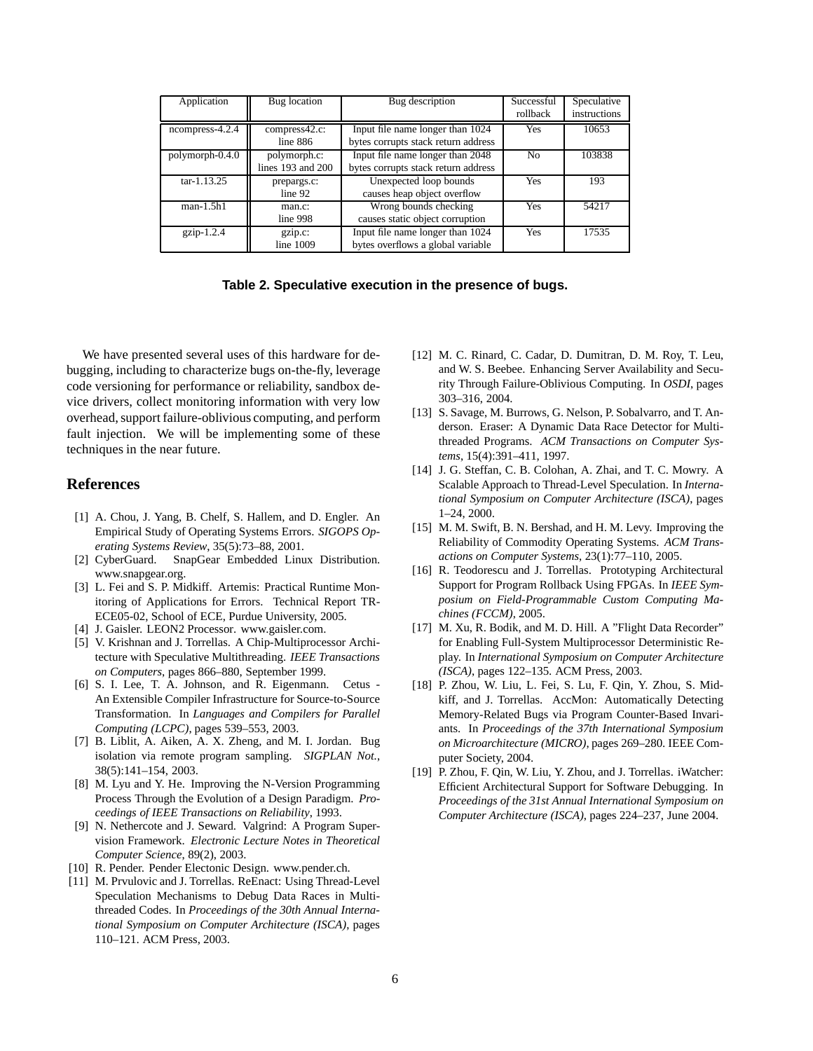| Application | Bug location | Bug description | Successful rollback | Speculative instructions |
|---|---|---|---|---|
| ncompress-4.2.4 | compress42.c: line 886 | Input file name longer than 1024 bytes corrupts stack return address | Yes | 10653 |
| polymorph-0.4.0 | polymorph.c: lines 193 and 200 | Input file name longer than 2048 bytes corrupts stack return address | No | 103838 |
| tar-1.13.25 | prepargs.c: line 92 | Unexpected loop bounds causes heap object overflow | Yes | 193 |
| man-1.5h1 | man.c: line 998 | Wrong bounds checking causes static object corruption | Yes | 54217 |
| gzip-1.2.4 | gzip.c: line 1009 | Input file name longer than 1024 bytes overflows a global variable | Yes | 17535 |

**Table 2. Speculative execution in the presence of bugs.**

We have presented several uses of this hardware for debugging, including to characterize bugs on-the-fly, leverage code versioning for performance or reliability, sandbox device drivers, collect monitoring information with very low overhead, support failure-oblivious computing, and perform fault injection. We will be implementing some of these techniques in the near future.

## References

[1] A. Chou, J. Yang, B. Chelf, S. Hallem, and D. Engler. An Empirical Study of Operating Systems Errors. *SIGOPS Operating Systems Review*, 35(5):73–88, 2001.

[2] CyberGuard. SnapGear Embedded Linux Distribution. www.snapgear.org.

[3] L. Fei and S. P. Midkiff. Artemis: Practical Runtime Monitoring of Applications for Errors. Technical Report TR-ECE05-02, School of ECE, Purdue University, 2005.

[4] J. Gaisler. LEON2 Processor. www.gaisler.com.

[5] V. Krishnan and J. Torrellas. A Chip-Multiprocessor Architecture with Speculative Multithreading. *IEEE Transactions on Computers*, pages 866–880, September 1999.

[6] S. I. Lee, T. A. Johnson, and R. Eigenmann. Cetus - An Extensible Compiler Infrastructure for Source-to-Source Transformation. In *Languages and Compilers for Parallel Computing (LCPC)*, pages 539–553, 2003.

[7] B. Liblit, A. Aiken, A. X. Zheng, and M. I. Jordan. Bug isolation via remote program sampling. *SIGPLAN Not.*, 38(5):141–154, 2003.

[8] M. Lyu and Y. He. Improving the N-Version Programming Process Through the Evolution of a Design Paradigm. *Proceedings of IEEE Transactions on Reliability*, 1993.

[9] N. Nethercote and J. Seward. Valgrind: A Program Supervision Framework. *Electronic Lecture Notes in Theoretical Computer Science*, 89(2), 2003.

[10] R. Pender. Pender Electonic Design. www.pender.ch.

[11] M. Prvulovic and J. Torrellas. ReEnact: Using Thread-Level Speculation Mechanisms to Debug Data Races in Multithreaded Codes. In *Proceedings of the 30th Annual International Symposium on Computer Architecture (ISCA)*, pages 110–121. ACM Press, 2003.

[12] M. C. Rinard, C. Cadar, D. Dumitran, D. M. Roy, T. Leu, and W. S. Beebee. Enhancing Server Availability and Security Through Failure-Oblivious Computing. In *OSDI*, pages 303–316, 2004.

[13] S. Savage, M. Burrows, G. Nelson, P. Sobalvarro, and T. Anderson. Eraser: A Dynamic Data Race Detector for Multithreaded Programs. *ACM Transactions on Computer Systems*, 15(4):391–411, 1997.

[14] J. G. Steffan, C. B. Colohan, A. Zhai, and T. C. Mowry. A Scalable Approach to Thread-Level Speculation. In *International Symposium on Computer Architecture (ISCA)*, pages 1–24, 2000.

[15] M. M. Swift, B. N. Bershad, and H. M. Levy. Improving the Reliability of Commodity Operating Systems. *ACM Transactions on Computer Systems*, 23(1):77–110, 2005.

[16] R. Teodorescu and J. Torrellas. Prototyping Architectural Support for Program Rollback Using FPGAs. In *IEEE Symposium on Field-Programmable Custom Computing Machines (FCCM)*, 2005.

[17] M. Xu, R. Bodik, and M. D. Hill. A "Flight Data Recorder" for Enabling Full-System Multiprocessor Deterministic Replay. In *International Symposium on Computer Architecture (ISCA)*, pages 122–135. ACM Press, 2003.

[18] P. Zhou, W. Liu, L. Fei, S. Lu, F. Qin, Y. Zhou, S. Midkiff, and J. Torrellas. AccMon: Automatically Detecting Memory-Related Bugs via Program Counter-Based Invariants. In *Proceedings of the 37th International Symposium on Microarchitecture (MICRO)*, pages 269–280. IEEE Computer Society, 2004.

[19] P. Zhou, F. Qin, W. Liu, Y. Zhou, and J. Torrellas. iWatcher: Efficient Architectural Support for Software Debugging. In *Proceedings of the 31st Annual International Symposium on Computer Architecture (ISCA)*, pages 224–237, June 2004.